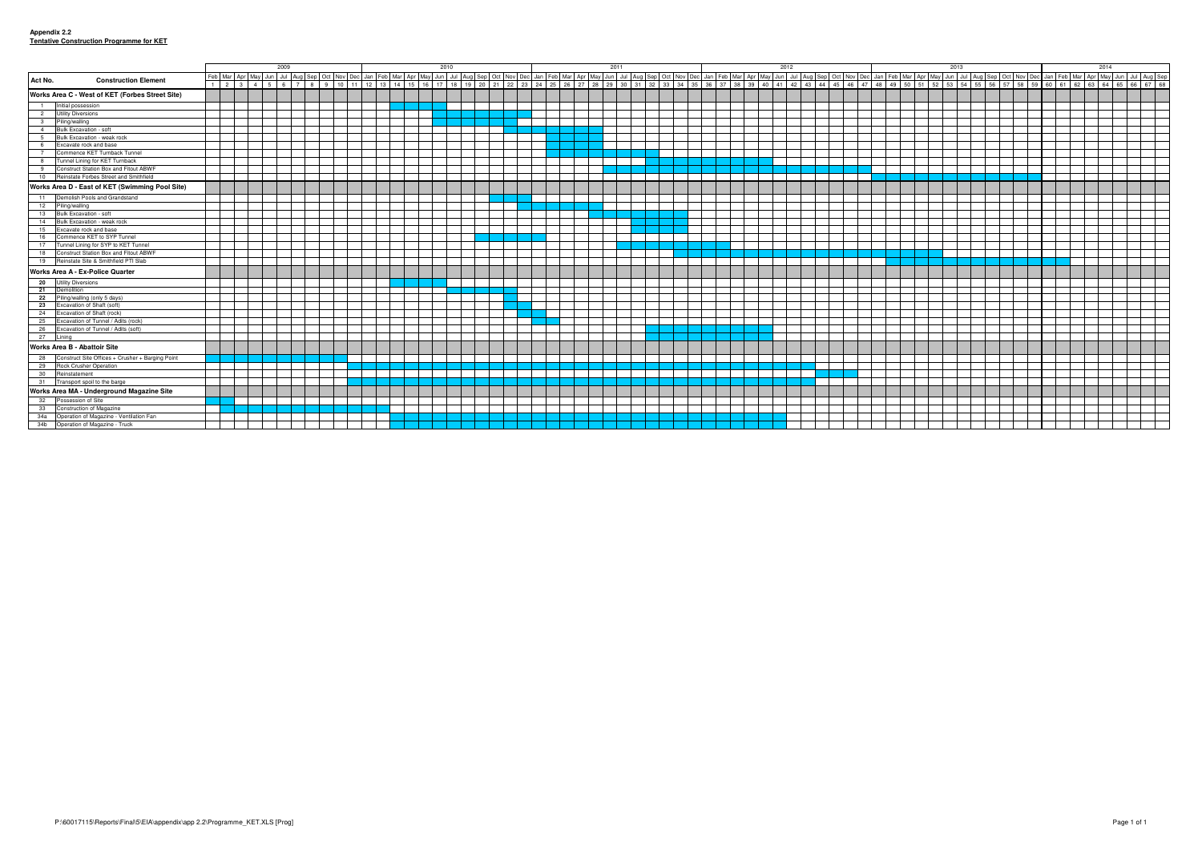**Appendix 2.2**
**Tentative Construction Programme for KET**

The source is a Gantt chart. The "Programme Period" column gives the months shaded on the chart, as best read. Month numbering runs from 1 (Feb 2009) to 68 (Sep 2014).

| Act No. | Construction Element | Programme Period (shaded months, approx.) |
|---|---|---|
| **Works Area C - West of KET (Forbes Street Site)** | | |
| 1 | Initial possession | Apr 2010 – Jun 2010 (15–17) |
| 2 | Utility Diversions | Jun 2010 – Jan 2011 (17–24) |
| 3 | Piling/walling | Jun 2010 – Nov 2010 (17–22) |
| 4 | Bulk Excavation - soft | Nov 2010 – May 2011 (22–28) |
| 5 | Bulk Excavation - weak rock | Feb 2011 – May 2011 (25–28) |
| 6 | Excavate rock and base | Feb 2011 – May 2011 (25–28) |
| 7 | Commence KET Turnback Tunnel | Feb 2011 – Sep 2011 (25–32) |
| 8 | Tunnel Lining for KET Turnback | Sep 2011 – May 2012 (32–40) |
| 9 | Construct Station Box and Fitout ABWF | Jun 2011 – Dec 2012 (29–47) |
| 10 | Reinstate Forbes Street and Smithfield | Jan 2013 – Dec 2013 (48–59) |
| **Works Area D - East of KET (Swimming Pool Site)** | | |
| 11 | Demolish Pools and Grandstand | Oct 2010 – Dec 2010 (21–23) |
| 12 | Piling/walling | Dec 2010 – May 2011 (23–28) |
| 13 | Bulk Excavation - soft | Jul 2011 – Dec 2011 (30–35) |
| 14 | Bulk Excavation - weak rock | Aug 2011 – Nov 2011 (31–34) |
| 15 | Excavate rock and base | Aug 2011 – Nov 2011 (31–34) |
| 16 | Commence KET to SYP Tunnel | Sep 2010 – Jan 2011 (20–24) |
| 17 | Tunnel Lining for SYP to KET Tunnel | Jul 2011 – Feb 2012 (30–37) |
| 18 | Construct Station Box and Fitout ABWF | Nov 2011 – Jun 2013 (34–53) |
| 19 | Reinstate Site & Smithfield PTI Slab | Feb 2013 – Feb 2014 (49–61) |
| **Works Area A - Ex-Police Quarter** | | |
| 20 | Utility Diversions | Mar 2010 – Jun 2010 (14–17) |
| 21 | Demolition | Sep 2010 – Nov 2010 (20–22) |
| 22 | Piling/walling (only 5 days) | Nov 2010 (22) |
| 23 | Excavation of Shaft (soft) | Nov 2010 – Dec 2010 (22–23) |
| 24 | Excavation of Shaft (rock) | Dec 2010 – Jan 2011 (23–24) |
| 25 | Excavation of Tunnel / Adits (rock) | Jan 2011 – Feb 2011 (24–25) |
| 26 | Excavation of Tunnel / Adits (soft) | Sep 2011 – May 2012 (32–40) |
| 27 | Lining | Sep 2011 – May 2012 (32–40) |
| **Works Area B - Abattoir Site** | | |
| 28 | Construct Site Offices + Crusher + Barging Point | Feb 2009 – Nov 2009 (1–10) |
| 29 | Rock Crusher Operation | Dec 2009 – Aug 2012 (11–43) |
| 30 | Reinstatement | Sep 2012 – Nov 2012 (44–46) |
| 31 | Transport spoil to the barge | Dec 2009 – Aug 2012 (11–43) |
| **Works Area MA - Underground Magazine Site** | | |
| 32 | Possession of Site | Feb 2009 – Mar 2009 (1–2) |
| 33 | Construction of Magazine | Mar 2009 – Feb 2010 (2–13) |
| 34a | Operation of Magazine - Ventilation Fan | Mar 2010 – Jun 2012 (14–41) |
| 34b | Operation of Magazine - Truck | Mar 2010 – Jun 2012 (14–41) |

P:\60017115\Reports\Final\5\EIA\appendix\app 2.2\Programme_KET.XLS [Prog]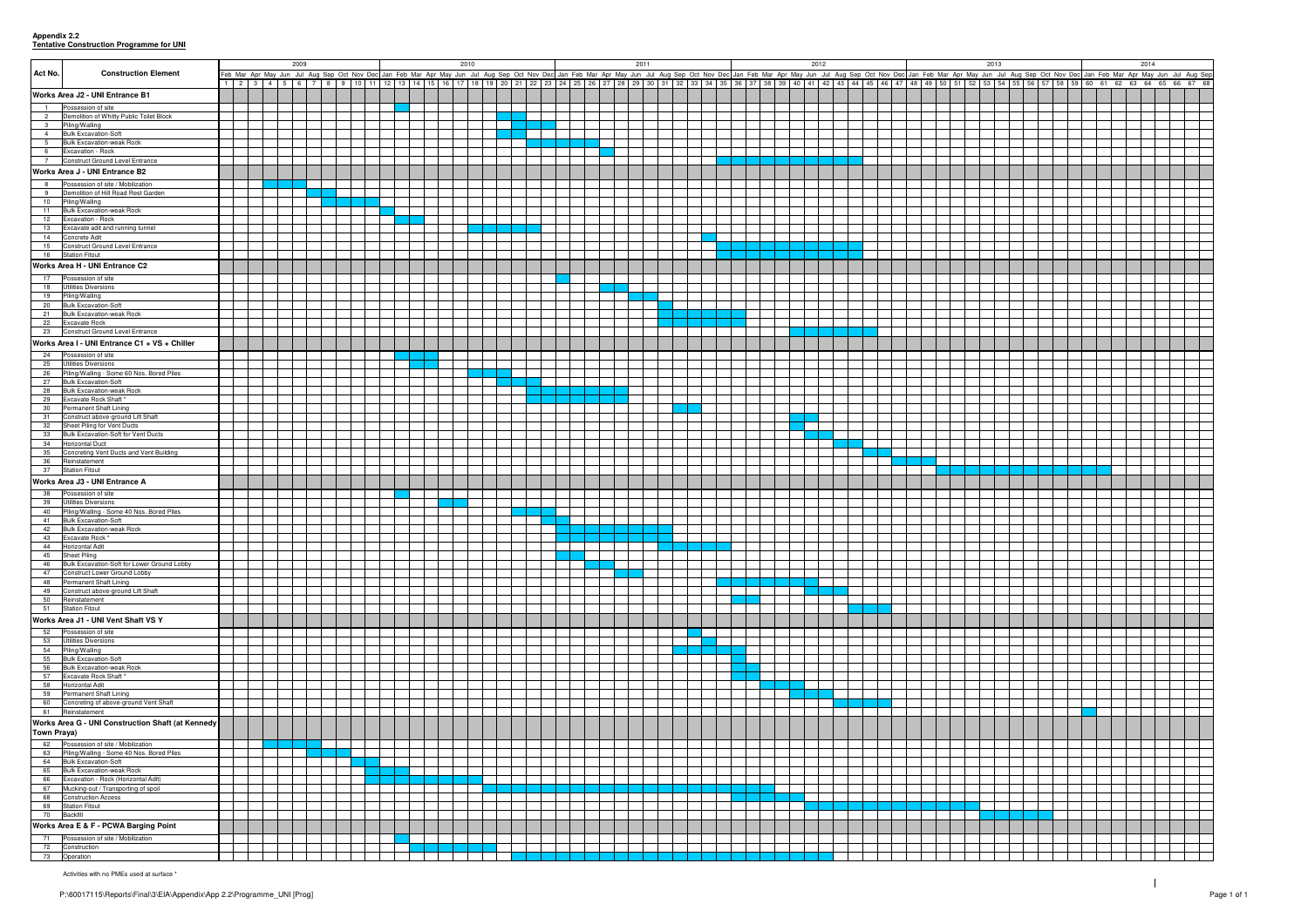**Appendix 2.2**
**Tentative Construction Programme for UNI**

Programme period: Feb 2009 (month 1) to Sep 2014 (month 68).

| Act No. | Construction Element |
|---|---|
| | **Works Area J2 - UNI Entrance B1** |
| 1 | Possession of site |
| 2 | Demolition of Whitty Public Toilet Block |
| 3 | Piling/Walling |
| 4 | Bulk Excavation-Soft |
| 5 | Bulk Excavation-weak Rock |
| 6 | Excavation - Rock |
| 7 | Construct Ground Level Entrance |
| | **Works Area J - UNI Entrance B2** |
| 8 | Possession of site / Mobilization |
| 9 | Demolition of Hill Road Rest Garden |
| 10 | Piling/Walling |
| 11 | Bulk Excavation-weak Rock |
| 12 | Excavation - Rock |
| 13 | Excavate adit and running tunnel |
| 14 | Concrete Adit |
| 15 | Construct Ground Level Entrance |
| 16 | Station Fitout |
| | **Works Area H - UNI Entrance C2** |
| 17 | Possession of site |
| 18 | Utilities Diversions |
| 19 | Piling/Walling |
| 20 | Bulk Excavation-Soft |
| 21 | Bulk Excavation-weak Rock |
| 22 | Excavate Rock |
| 23 | Construct Ground Level Entrance |
| | **Works Area I - UNI Entrance C1 + VS + Chiller** |
| 24 | Possession of site |
| 25 | Utilities Diversions |
| 26 | Piling/Walling - Some 60 Nos. Bored Piles |
| 27 | Bulk Excavation-Soft |
| 28 | Bulk Excavation-weak Rock |
| 29 | Excavate Rock Shaft * |
| 30 | Permanent Shaft Lining |
| 31 | Construct above-ground Lift Shaft |
| 32 | Sheet Piling for Vent Ducts |
| 33 | Bulk Excavation-Soft for Vent Ducts |
| 34 | Horizontal Duct |
| 35 | Concreting Vent Ducts and Vent Building |
| 36 | Reinstatement |
| 37 | Station Fitout |
| | **Works Area J3 - UNI Entrance A** |
| 38 | Possession of site |
| 39 | Utilities Diversions |
| 40 | Piling/Walling - Some 40 Nos. Bored Piles |
| 41 | Bulk Excavation-Soft |
| 42 | Bulk Excavation-weak Rock |
| 43 | Excavate Rock * |
| 44 | Horizontal Adit |
| 45 | Sheet Piling |
| 46 | Bulk Excavation-Soft for Lower Ground Lobby |
| 47 | Construct Lower Ground Lobby |
| 48 | Permanent Shaft Lining |
| 49 | Construct above-ground Lift Shaft |
| 50 | Reinstatement |
| 51 | Station Fitout |
| | **Works Area J1 - UNI Vent Shaft VS Y** |
| 52 | Possession of site |
| 53 | Utilities Diversions |
| 54 | Piling/Walling |
| 55 | Bulk Excavation-Soft |
| 56 | Bulk Excavation-weak Rock |
| 57 | Excavate Rock Shaft * |
| 58 | Horizontal Adit |
| 59 | Permanent Shaft Lining |
| 60 | Concreting of above-ground Vent Shaft |
| 61 | Reinstatement |
| | **Works Area G - UNI Construction Shaft (at Kennedy Town Praya)** |
| 62 | Possession of site / Mobilization |
| 63 | Piling/Walling - Some 40 Nos. Bored Piles |
| 64 | Bulk Excavation-Soft |
| 65 | Bulk Excavation-weak Rock |
| 66 | Excavation - Rock (Horizontal Adit) |
| 67 | Mucking-out / Transporting of spoil |
| 68 | Construction Access |
| 69 | Station Fitout |
| 70 | Backfill |
| | **Works Area E & F - PCWA Barging Point** |
| 71 | Possession of site / Mobilization |
| 72 | Construction |
| 73 | Operation |

Activities with no PMEs used at surface *

P:\60017115\Reports\Final\3\EIA\Appendix\App 2.2\Programme_UNI [Prog]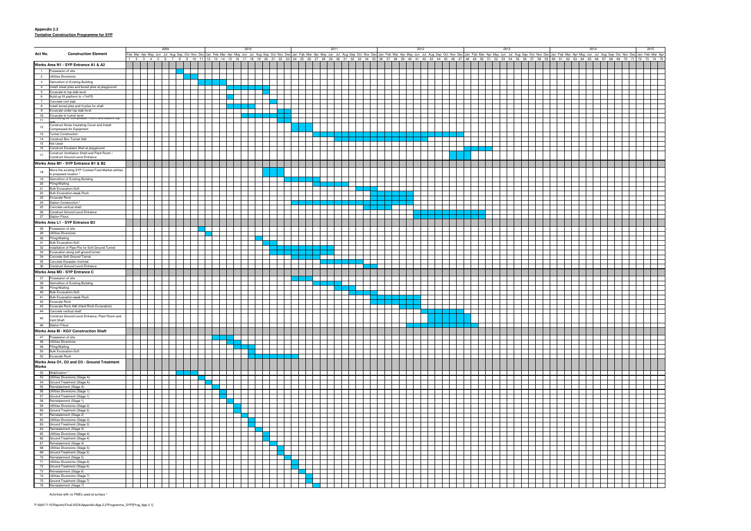**Appendix 2.2**

**Tentative Construction Programme for SYP**

2009: Feb Mar Apr May Jun Jul Aug Sep Oct Nov Dec (1 2 3 4 5 6 7 8 9 10 11)

2010: Jan Feb Mar Apr May Jun Jul Aug Sep Oct Nov Dec (12 13 14 15 16 17 18 19 20 21 22 23)

2011: Jan Feb Mar Apr May Jun Jul Aug Sep Oct Nov Dec (24 25 26 27 28 29 30 31 32 33 34 35)

2012: Jan Feb Mar Apr May Jun Jul Aug Sep Oct Nov Dec (36 37 38 39 40 41 42 43 44 45 46 47)

2013: Jan Feb Mar Apr May Jun Jul Aug Sep Oct Nov Dec (48 49 50 51 52 53 54 55 56 57 58 59)

2014: Jan Feb Mar Apr May Jun Jul Aug Sep Oct Nov Dec (60 61 62 63 64 65 66 67 68 69 70 71)

2015: Jan Feb Mar Apr (72 73 74 75)

| Act No. | Construction Element |
|---|---|
| | **Works Area N1 - SYP Entrance A1 & A2** |
| 1 | Possession of site |
| 2 | Utilities Diversions |
| 3 | Demolition of Existing Building |
| 4 | Install sheet piles and bored piles at playground |
| 5 | Excavate to top slab level |
| 6 | Build up fill platform to +7mPD |
| 7 | Concrete roof slab |
| 8 | Install bored piles and H-piles for shaft |
| 9 | Excavate under top slab level |
| 10 | Excavate to tunnel level |
| 11 | Concreting Air Compressor Room and Backfill top slab |
| 12 | Construct Noise Insulating Cover and Install Compressed Air Equipment |
| 13 | Tunnel Construction |
| 14 | Construct Box Tunnel Adit |
| 15 | Not Used |
| 16 | Construct Escalator Well at playground |
| 17 | Construct Ventilation Shaft and Plant Room / Construct Ground Level Entrance |
| | **Works Area M1 - SYP Entrance B1 & B2** |
| 18 | Move the existing SYP Cooked Food Market utilities to proposed location * |
| 19 | Demolition of Existing Building |
| 20 | Piling/Walling |
| 21 | Bulk Excavation-Soft |
| 22 | Bulk Excavation-weak Rock |
| 23 | Excavate Rock |
| 24 | Station Construction * |
| 25 | Concrete vertical shaft |
| 26 | Construct Ground Level Entrance |
| 27 | Station Fitout |
| | **Works Area L1 - SYP Entrance B3** |
| 28 | Possession of site |
| 29 | Utilities Diversions |
| 30 | Piling/Walling |
| 31 | Bulk Excavation-Soft |
| 32 | Installation of Pipe Pile for Soft Ground Tunnel |
| 33 | Excavation along soft ground tunnel |
| 34 | Concrete Soft Ground Tunnel |
| 35 | Concrete Escalator Inclined |
| 36 | Construct Ground Level Entrance |
| | **Works Area M3 - SYP Entrance C** |
| 37 | Possession of site |
| 38 | Demolition of Existing Building |
| 39 | Piling/Walling |
| 40 | Bulk Excavation-Soft |
| 41 | Bulk Excavation-weak Rock |
| 42 | Excavate Rock |
| 43 | Excavate Rock Adit (Hard Rock Excavation) |
| 44 | Concrete vertical shaft |
| 45 | Construct Ground Level Entrance, Plant Room and Vent Shaft |
| 46 | Station Fitout |
| | **Works Area M - KGV Construction Shaft** |
| 47 | Possession of site |
| 48 | Utilities Diversions |
| 49 | Piling/Walling |
| 50 | Bulk Excavation-Soft |
| 52 | Excavate Rock |
| | **Works Area O1, O2 and O3 - Ground Treatment Works** |
| 52 | Mobilization * |
| 53 | Utilities Diversions (Stage A) |
| 54 | Ground Treatment (Stage A) |
| 55 | Reinstatement (Stage A) |
| 56 | Utilities Diversions (Stage 1) |
| 57 | Ground Treatment (Stage 1) |
| 58 | Reinstatement (Stage 1) |
| 59 | Utilities Diversions (Stage 2) |
| 60 | Ground Treatment (Stage 2) |
| 61 | Reinstatement (Stage 2) |
| 62 | Utilities Diversions (Stage 3) |
| 63 | Ground Treatment (Stage 3) |
| 64 | Reinstatement (Stage 3) |
| 65 | Utilities Diversions (Stage 4) |
| 66 | Ground Treatment (Stage 4) |
| 67 | Reinstatement (Stage 4) |
| 68 | Utilities Diversions (Stage 5) |
| 69 | Ground Treatment (Stage 5) |
| 70 | Reinstatement (Stage 5) |
| 71 | Utilities Diversions (Stage 6) |
| 72 | Ground Treatment (Stage 6) |
| 73 | Reinstatement (Stage 6) |
| 74 | Utilities Diversions (Stage 7) |
| 75 | Ground Treatment (Stage 7) |
| 76 | Reinstatement (Stage 7) |

Activities with no PMEs used at surface *